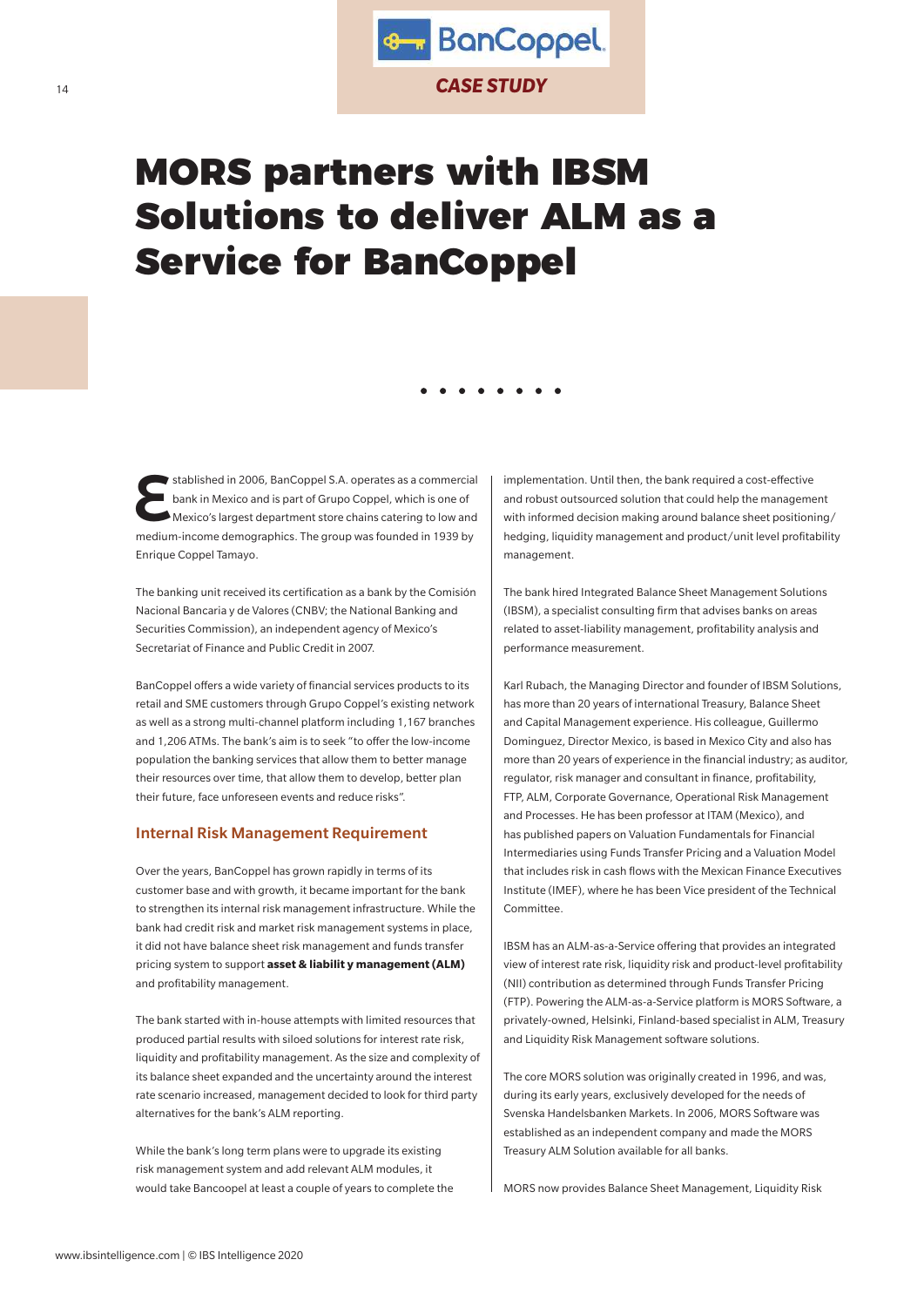BanCoppel

*CASE STUDY*

# MORS partners with IBSM Solutions to deliver ALM as a Service for BanCoppel

Established in 2006, BanCoppel S.A. operates as a commercial bank in Mexico and is part of Grupo Coppel, which is one of Mexico's largest department store chains catering to low and medium-income demographics. The group was founded in 1939 by Enrique Coppel Tamayo.

The banking unit received its certification as a bank by the Comisión Nacional Bancaria y de Valores (CNBV; the National Banking and Securities Commission), an independent agency of Mexico's Secretariat of Finance and Public Credit in 2007.

BanCoppel offers a wide variety of financial services products to its retail and SME customers through Grupo Coppel's existing network as well as a strong multi-channel platform including 1,167 branches and 1,206 ATMs. The bank's aim is to seek "to offer the low-income population the banking services that allow them to better manage their resources over time, that allow them to develop, better plan their future, face unforeseen events and reduce risks".

## Internal Risk Management Requirement

Over the years, BanCoppel has grown rapidly in terms of its customer base and with growth, it became important for the bank to strengthen its internal risk management infrastructure. While the bank had credit risk and market risk management systems in place, it did not have balance sheet risk management and funds transfer pricing system to support **asset & liabilit y management (ALM)** and profitability management.

The bank started with in-house attempts with limited resources that produced partial results with siloed solutions for interest rate risk, liquidity and profitability management. As the size and complexity of its balance sheet expanded and the uncertainty around the interest rate scenario increased, management decided to look for third party alternatives for the bank's ALM reporting.

While the bank's long term plans were to upgrade its existing risk management system and add relevant ALM modules, it would take Bancoopel at least a couple of years to complete the implementation. Until then, the bank required a cost-effective and robust outsourced solution that could help the management with informed decision making around balance sheet positioning/hedging, liquidity management and product/unit level profitability management.

The bank hired Integrated Balance Sheet Management Solutions (IBSM), a specialist consulting firm that advises banks on areas related to asset-liability management, profitability analysis and performance measurement.

Karl Rubach, the Managing Director and founder of IBSM Solutions, has more than 20 years of international Treasury, Balance Sheet and Capital Management experience. His colleague, Guillermo Dominguez, Director Mexico, is based in Mexico City and also has more than 20 years of experience in the financial industry; as auditor, regulator, risk manager and consultant in finance, profitability, FTP, ALM, Corporate Governance, Operational Risk Management and Processes. He has been professor at ITAM (Mexico), and has published papers on Valuation Fundamentals for Financial Intermediaries using Funds Transfer Pricing and a Valuation Model that includes risk in cash flows with the Mexican Finance Executives Institute (IMEF), where he has been Vice president of the Technical Committee.

IBSM has an ALM-as-a-Service offering that provides an integrated view of interest rate risk, liquidity risk and product-level profitability (NII) contribution as determined through Funds Transfer Pricing (FTP). Powering the ALM-as-a-Service platform is MORS Software, a privately-owned, Helsinki, Finland-based specialist in ALM, Treasury and Liquidity Risk Management software solutions.

The core MORS solution was originally created in 1996, and was, during its early years, exclusively developed for the needs of Svenska Handelsbanken Markets. In 2006, MORS Software was established as an independent company and made the MORS Treasury ALM Solution available for all banks.

MORS now provides Balance Sheet Management, Liquidity Risk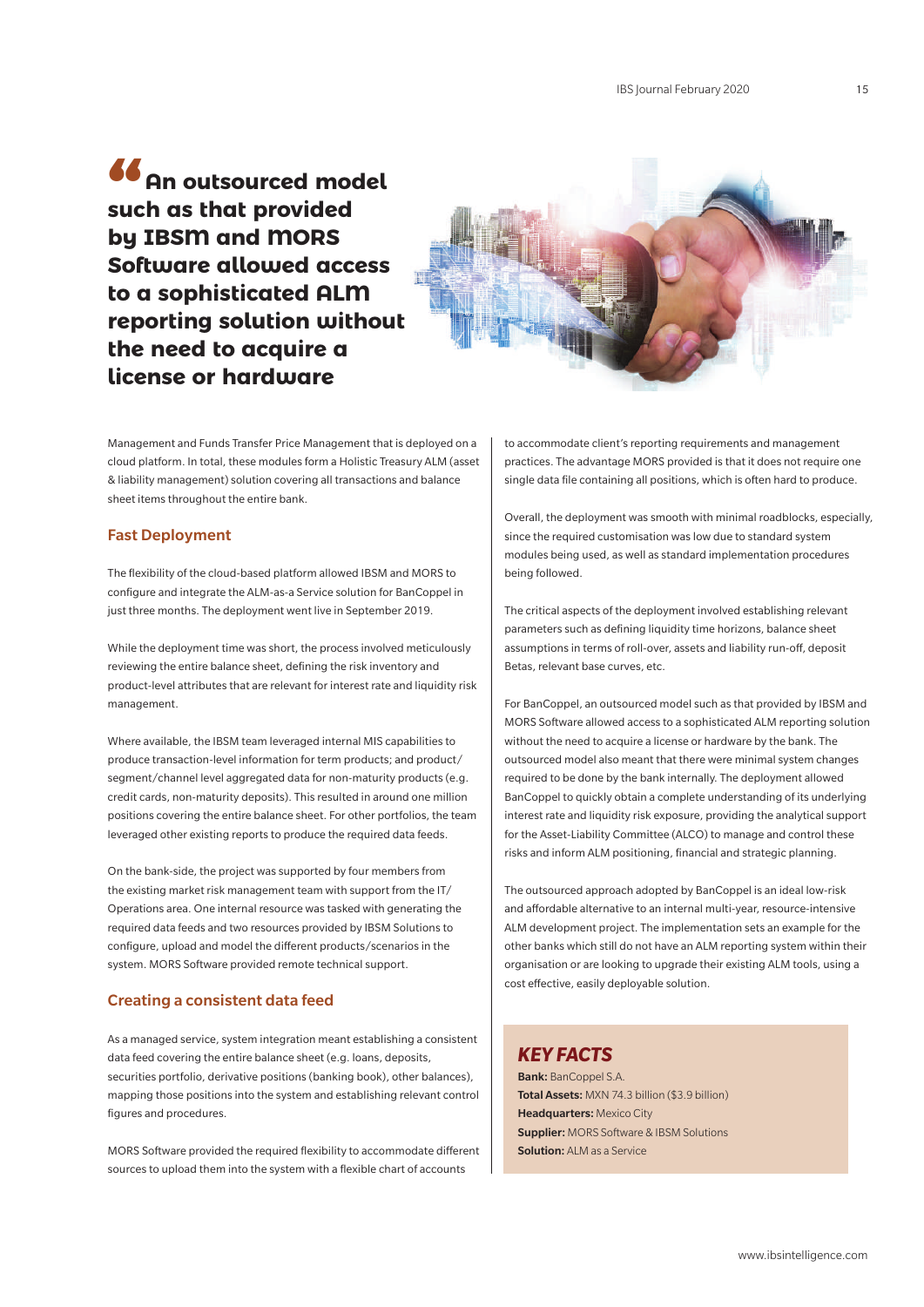> **"An outsourced model such as that provided by IBSM and MORS Software allowed access to a sophisticated ALM reporting solution without the need to acquire a license or hardware**

Management and Funds Transfer Price Management that is deployed on a cloud platform. In total, these modules form a Holistic Treasury ALM (asset & liability management) solution covering all transactions and balance sheet items throughout the entire bank.

## Fast Deployment

The flexibility of the cloud-based platform allowed IBSM and MORS to configure and integrate the ALM-as-a Service solution for BanCoppel in just three months. The deployment went live in September 2019.

While the deployment time was short, the process involved meticulously reviewing the entire balance sheet, defining the risk inventory and product-level attributes that are relevant for interest rate and liquidity risk management.

Where available, the IBSM team leveraged internal MIS capabilities to produce transaction-level information for term products; and product/segment/channel level aggregated data for non-maturity products (e.g. credit cards, non-maturity deposits). This resulted in around one million positions covering the entire balance sheet. For other portfolios, the team leveraged other existing reports to produce the required data feeds.

On the bank-side, the project was supported by four members from the existing market risk management team with support from the IT/Operations area. One internal resource was tasked with generating the required data feeds and two resources provided by IBSM Solutions to configure, upload and model the different products/scenarios in the system. MORS Software provided remote technical support.

## Creating a consistent data feed

As a managed service, system integration meant establishing a consistent data feed covering the entire balance sheet (e.g. loans, deposits, securities portfolio, derivative positions (banking book), other balances), mapping those positions into the system and establishing relevant control figures and procedures.

MORS Software provided the required flexibility to accommodate different sources to upload them into the system with a flexible chart of accounts to accommodate client's reporting requirements and management practices. The advantage MORS provided is that it does not require one single data file containing all positions, which is often hard to produce.

Overall, the deployment was smooth with minimal roadblocks, especially, since the required customisation was low due to standard system modules being used, as well as standard implementation procedures being followed.

The critical aspects of the deployment involved establishing relevant parameters such as defining liquidity time horizons, balance sheet assumptions in terms of roll-over, assets and liability run-off, deposit Betas, relevant base curves, etc.

For BanCoppel, an outsourced model such as that provided by IBSM and MORS Software allowed access to a sophisticated ALM reporting solution without the need to acquire a license or hardware by the bank. The outsourced model also meant that there were minimal system changes required to be done by the bank internally. The deployment allowed BanCoppel to quickly obtain a complete understanding of its underlying interest rate and liquidity risk exposure, providing the analytical support for the Asset-Liability Committee (ALCO) to manage and control these risks and inform ALM positioning, financial and strategic planning.

The outsourced approach adopted by BanCoppel is an ideal low-risk and affordable alternative to an internal multi-year, resource-intensive ALM development project. The implementation sets an example for the other banks which still do not have an ALM reporting system within their organisation or are looking to upgrade their existing ALM tools, using a cost effective, easily deployable solution.

## *KEY FACTS*

**Bank:** BanCoppel S.A.
**Total Assets:** MXN 74.3 billion ($3.9 billion)
**Headquarters:** Mexico City
**Supplier:** MORS Software & IBSM Solutions
**Solution:** ALM as a Service